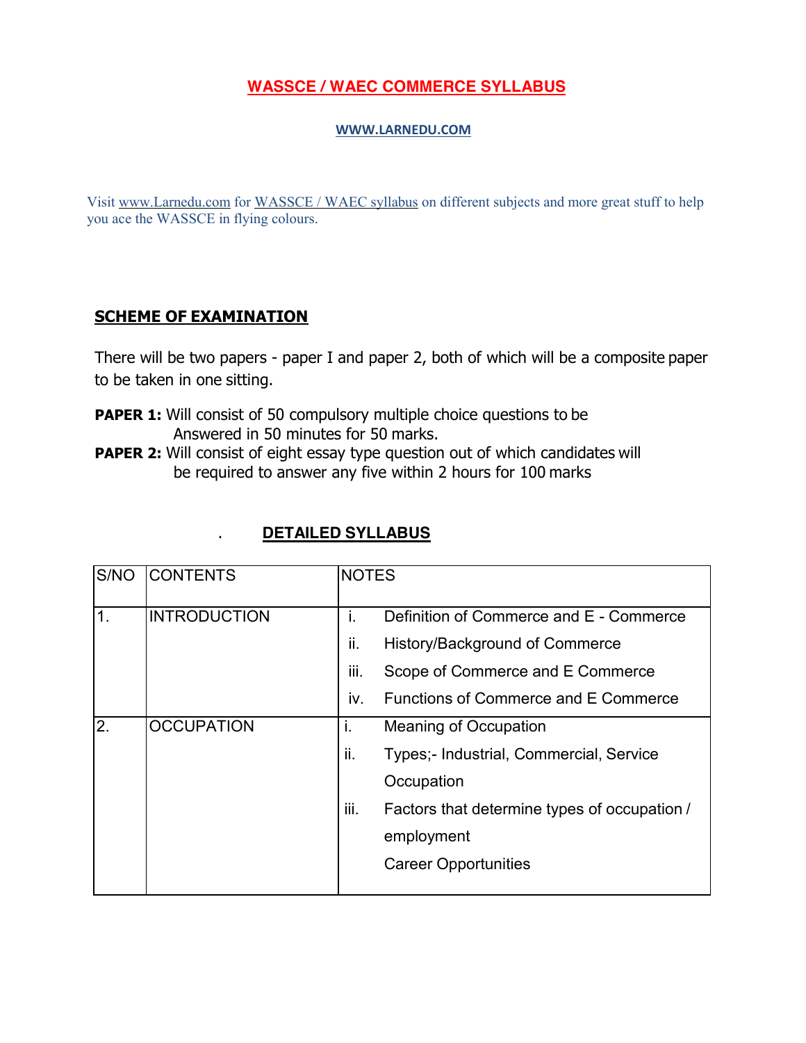# WASSCE / WAEC COMMERCE SYLLABUS

**WWW.LARNEDU.COM**

Visit www.Larnedu.com for WASSCE / WAEC syllabus on different subjects and more great stuff to help you ace the WASSCE in flying colours.

## SCHEME OF EXAMINATION

There will be two papers - paper I and paper 2, both of which will be a composite paper to be taken in one sitting.

**PAPER 1:** Will consist of 50 compulsory multiple choice questions to be Answered in 50 minutes for 50 marks.

**PAPER 2:** Will consist of eight essay type question out of which candidates will be required to answer any five within 2 hours for 100 marks

## DETAILED SYLLABUS

| S/NO | CONTENTS | NOTES |
|---|---|---|
| 1. | INTRODUCTION | i. Definition of Commerce and E - Commerce<br>ii. History/Background of Commerce<br>iii. Scope of Commerce and E Commerce<br>iv. Functions of Commerce and E Commerce |
| 2. | OCCUPATION | i. Meaning of Occupation<br>ii. Types;- Industrial, Commercial, Service Occupation<br>iii. Factors that determine types of occupation / employment<br>Career Opportunities |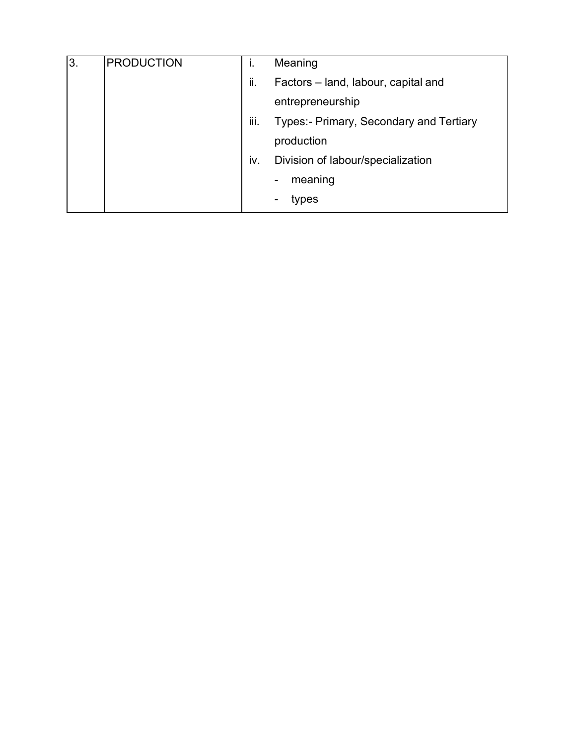| 3. | PRODUCTION | i. Meaning<br>ii. Factors – land, labour, capital and entrepreneurship<br>iii. Types:- Primary, Secondary and Tertiary production<br>iv. Division of labour/specialization<br>- meaning<br>- types |
|---|---|---|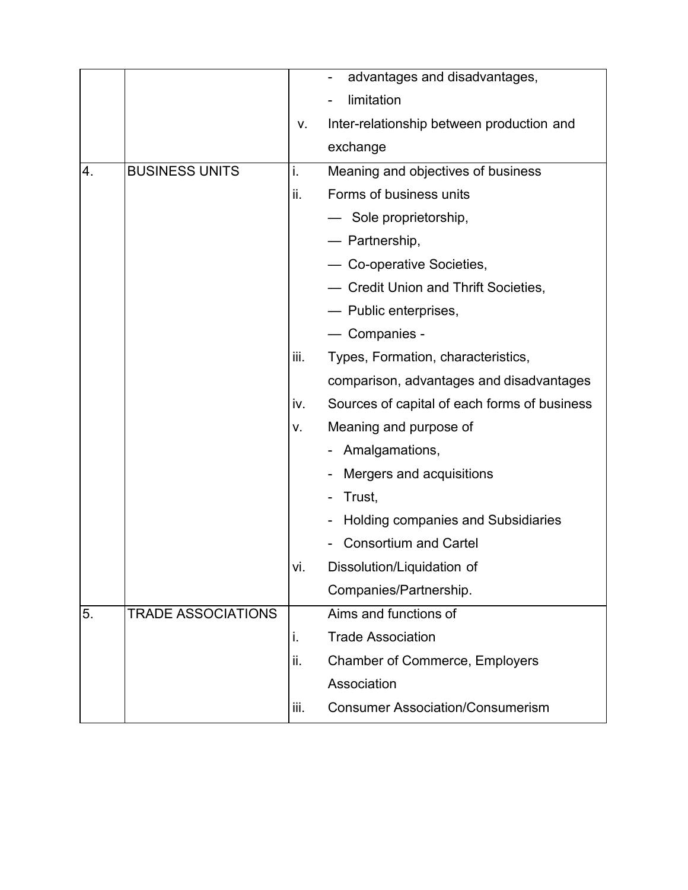| | | |
|---|---|---|
| | | - advantages and disadvantages,<br>- limitation<br>v. Inter-relationship between production and exchange |
| 4. | BUSINESS UNITS | i. Meaning and objectives of business<br>ii. Forms of business units<br>— Sole proprietorship,<br>— Partnership,<br>— Co-operative Societies,<br>— Credit Union and Thrift Societies,<br>— Public enterprises,<br>— Companies -<br>iii. Types, Formation, characteristics, comparison, advantages and disadvantages<br>iv. Sources of capital of each forms of business<br>v. Meaning and purpose of<br>- Amalgamations,<br>- Mergers and acquisitions<br>- Trust,<br>- Holding companies and Subsidiaries<br>- Consortium and Cartel<br>vi. Dissolution/Liquidation of Companies/Partnership. |
| 5. | TRADE ASSOCIATIONS | Aims and functions of<br>i. Trade Association<br>ii. Chamber of Commerce, Employers Association<br>iii. Consumer Association/Consumerism |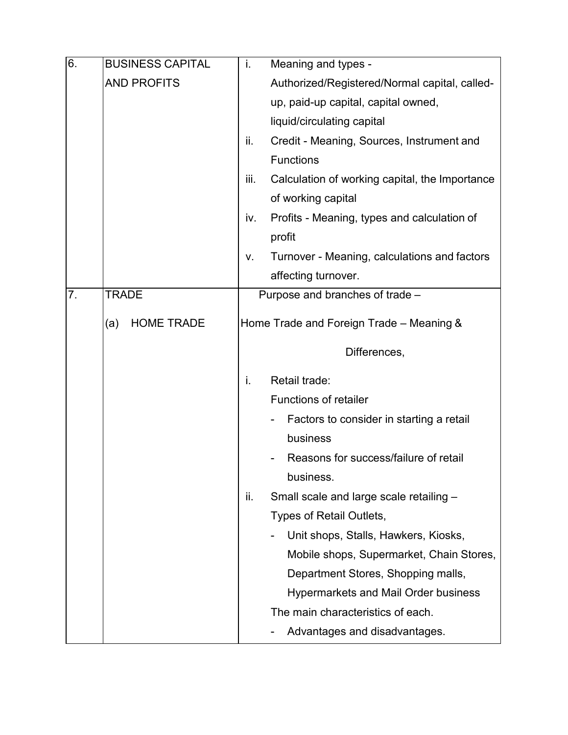| | | |
|---|---|---|
| 6. | BUSINESS CAPITAL AND PROFITS | i. Meaning and types - Authorized/Registered/Normal capital, called-up, paid-up capital, capital owned, liquid/circulating capital<br>ii. Credit - Meaning, Sources, Instrument and Functions<br>iii. Calculation of working capital, the Importance of working capital<br>iv. Profits - Meaning, types and calculation of profit<br>v. Turnover - Meaning, calculations and factors affecting turnover. |
| 7. | TRADE<br><br>(a) HOME TRADE | Purpose and branches of trade –<br><br>Home Trade and Foreign Trade – Meaning & Differences,<br><br>i. Retail trade:<br>Functions of retailer<br>- Factors to consider in starting a retail business<br>- Reasons for success/failure of retail business.<br>ii. Small scale and large scale retailing – Types of Retail Outlets,<br>- Unit shops, Stalls, Hawkers, Kiosks, Mobile shops, Supermarket, Chain Stores, Department Stores, Shopping malls, Hypermarkets and Mail Order business<br>The main characteristics of each.<br>- Advantages and disadvantages. |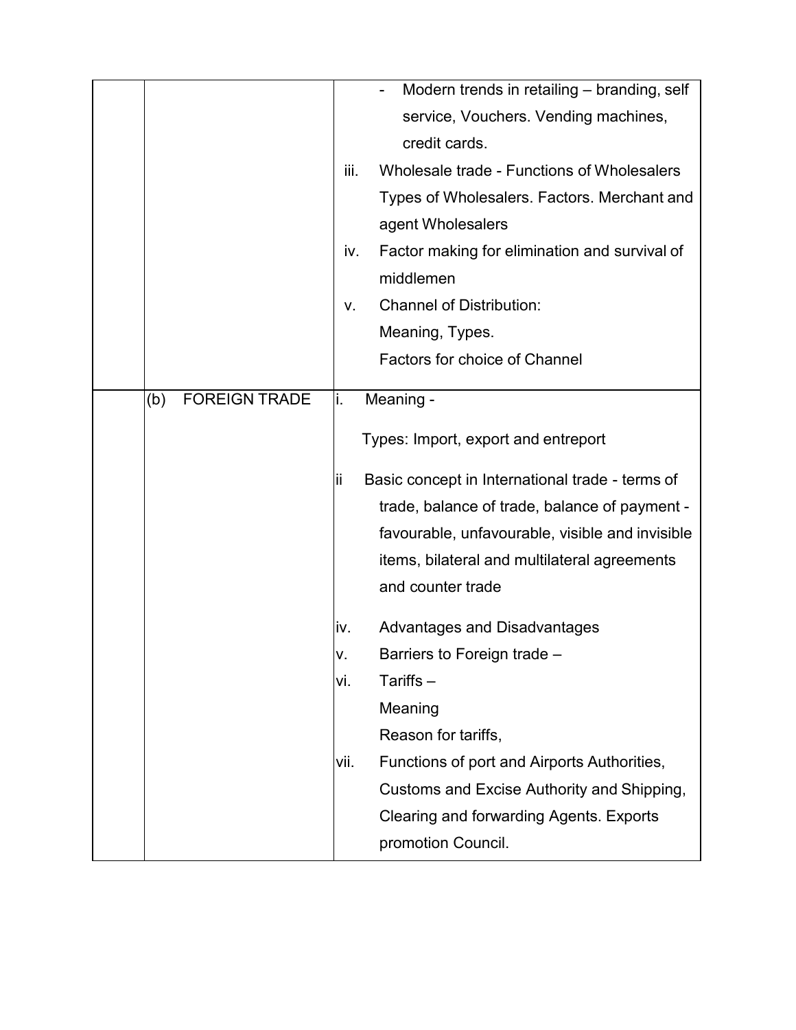| | | |
|---|---|---|
| | | - Modern trends in retailing – branding, self service, Vouchers. Vending machines, credit cards.<br>iii. Wholesale trade - Functions of Wholesalers Types of Wholesalers. Factors. Merchant and agent Wholesalers<br>iv. Factor making for elimination and survival of middlemen<br>v. Channel of Distribution:<br>Meaning, Types.<br>Factors for choice of Channel |
| | (b) FOREIGN TRADE | i. Meaning -<br>Types: Import, export and entreport<br>ii Basic concept in International trade - terms of trade, balance of trade, balance of payment - favourable, unfavourable, visible and invisible items, bilateral and multilateral agreements and counter trade<br>iv. Advantages and Disadvantages<br>v. Barriers to Foreign trade –<br>vi. Tariffs –<br>Meaning<br>Reason for tariffs,<br>vii. Functions of port and Airports Authorities, Customs and Excise Authority and Shipping, Clearing and forwarding Agents. Exports promotion Council. |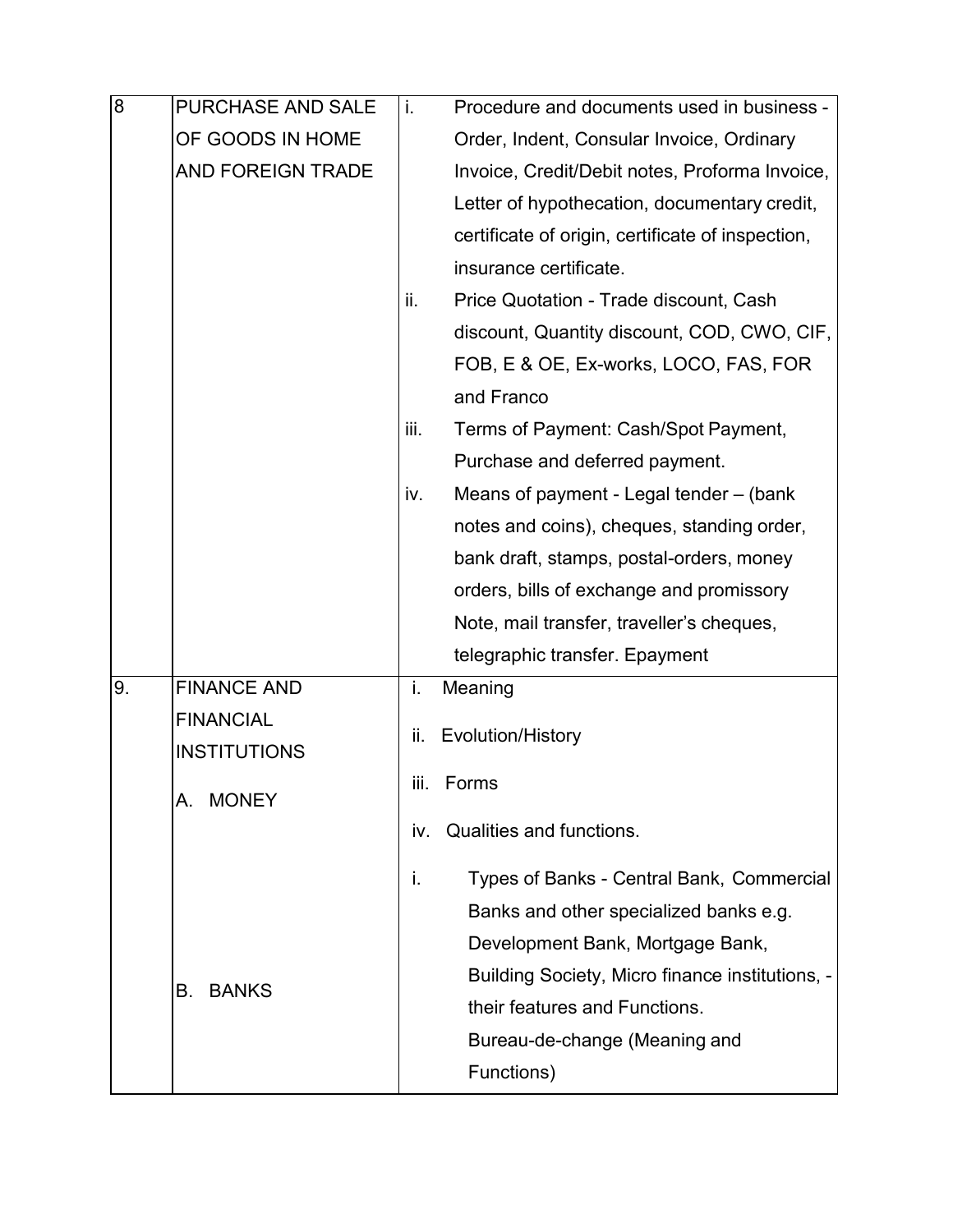| | | |
|---|---|---|
| 8 | PURCHASE AND SALE OF GOODS IN HOME AND FOREIGN TRADE | i. Procedure and documents used in business - Order, Indent, Consular Invoice, Ordinary Invoice, Credit/Debit notes, Proforma Invoice, Letter of hypothecation, documentary credit, certificate of origin, certificate of inspection, insurance certificate.<br>ii. Price Quotation - Trade discount, Cash discount, Quantity discount, COD, CWO, CIF, FOB, E & OE, Ex-works, LOCO, FAS, FOR and Franco<br>iii. Terms of Payment: Cash/Spot Payment, Purchase and deferred payment.<br>iv. Means of payment - Legal tender – (bank notes and coins), cheques, standing order, bank draft, stamps, postal-orders, money orders, bills of exchange and promissory Note, mail transfer, traveller's cheques, telegraphic transfer. Epayment |
| 9. | FINANCE AND FINANCIAL INSTITUTIONS<br><br>A. MONEY | i. Meaning<br>ii. Evolution/History<br>iii. Forms<br>iv. Qualities and functions. |
| | B. BANKS | i. Types of Banks - Central Bank, Commercial Banks and other specialized banks e.g. Development Bank, Mortgage Bank, Building Society, Micro finance institutions, - their features and Functions.<br>Bureau-de-change (Meaning and Functions) |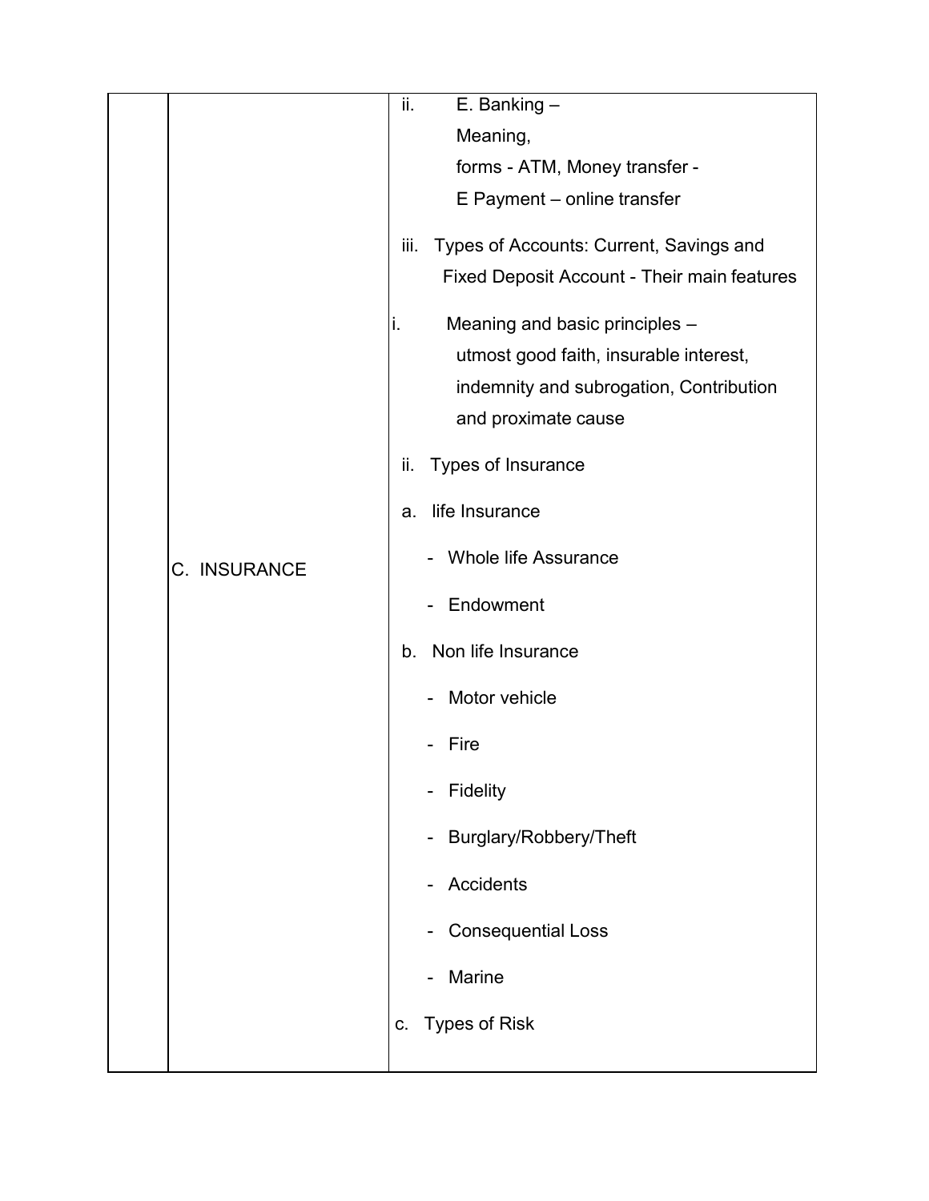|  |  |  |
|---|---|---|
|  |  | ii. E. Banking – Meaning, forms - ATM, Money transfer - E Payment – online transfer<br><br>iii. Types of Accounts: Current, Savings and Fixed Deposit Account - Their main features |
|  | C. INSURANCE | i. Meaning and basic principles – utmost good faith, insurable interest, indemnity and subrogation, Contribution and proximate cause<br><br>ii. Types of Insurance<br><br>a. life Insurance<br>- Whole life Assurance<br>- Endowment<br><br>b. Non life Insurance<br>- Motor vehicle<br>- Fire<br>- Fidelity<br>- Burglary/Robbery/Theft<br>- Accidents<br>- Consequential Loss<br>- Marine<br><br>c. Types of Risk |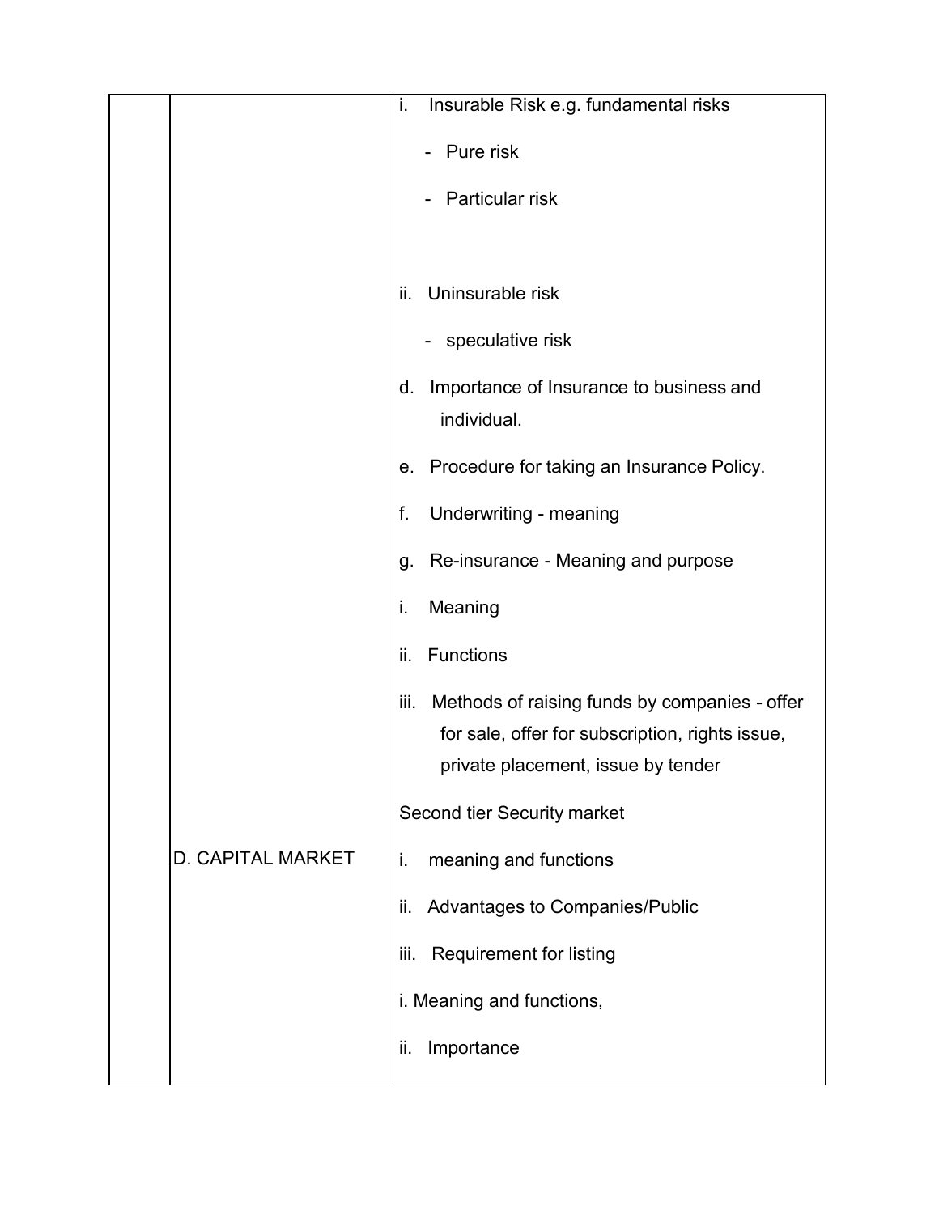|  |  |  |
| --- | --- | --- |
|  |  | i. Insurable Risk e.g. fundamental risks<br>- Pure risk<br>- Particular risk<br><br>ii. Uninsurable risk<br>- speculative risk<br><br>d. Importance of Insurance to business and individual.<br><br>e. Procedure for taking an Insurance Policy.<br><br>f. Underwriting - meaning<br><br>g. Re-insurance - Meaning and purpose<br><br>i. Meaning<br><br>ii. Functions<br><br>iii. Methods of raising funds by companies - offer for sale, offer for subscription, rights issue, private placement, issue by tender<br><br>Second tier Security market |
|  | D. CAPITAL MARKET | i. meaning and functions<br><br>ii. Advantages to Companies/Public<br><br>iii. Requirement for listing<br><br>i. Meaning and functions,<br><br>ii. Importance |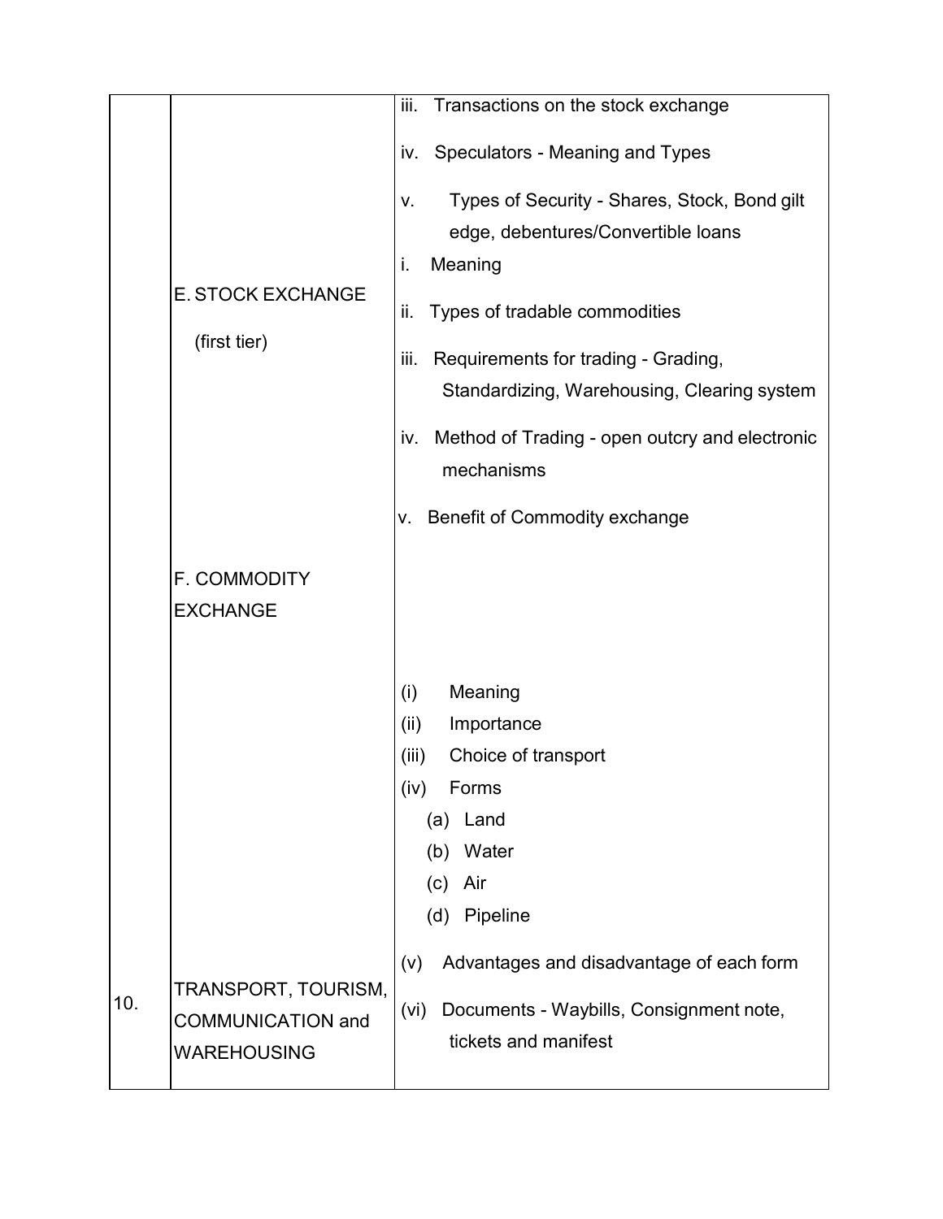|  |  |  |
|---|---|---|
|  | E. STOCK EXCHANGE (first tier) | iii. Transactions on the stock exchange<br>iv. Speculators - Meaning and Types<br>v. Types of Security - Shares, Stock, Bond gilt edge, debentures/Convertible loans |
|  | F. COMMODITY EXCHANGE | i. Meaning<br>ii. Types of tradable commodities<br>iii. Requirements for trading - Grading, Standardizing, Warehousing, Clearing system<br>iv. Method of Trading - open outcry and electronic mechanisms<br>v. Benefit of Commodity exchange |
| 10. | TRANSPORT, TOURISM, COMMUNICATION and WAREHOUSING | (i) Meaning<br>(ii) Importance<br>(iii) Choice of transport<br>(iv) Forms<br>(a) Land<br>(b) Water<br>(c) Air<br>(d) Pipeline<br>(v) Advantages and disadvantage of each form<br>(vi) Documents - Waybills, Consignment note, tickets and manifest |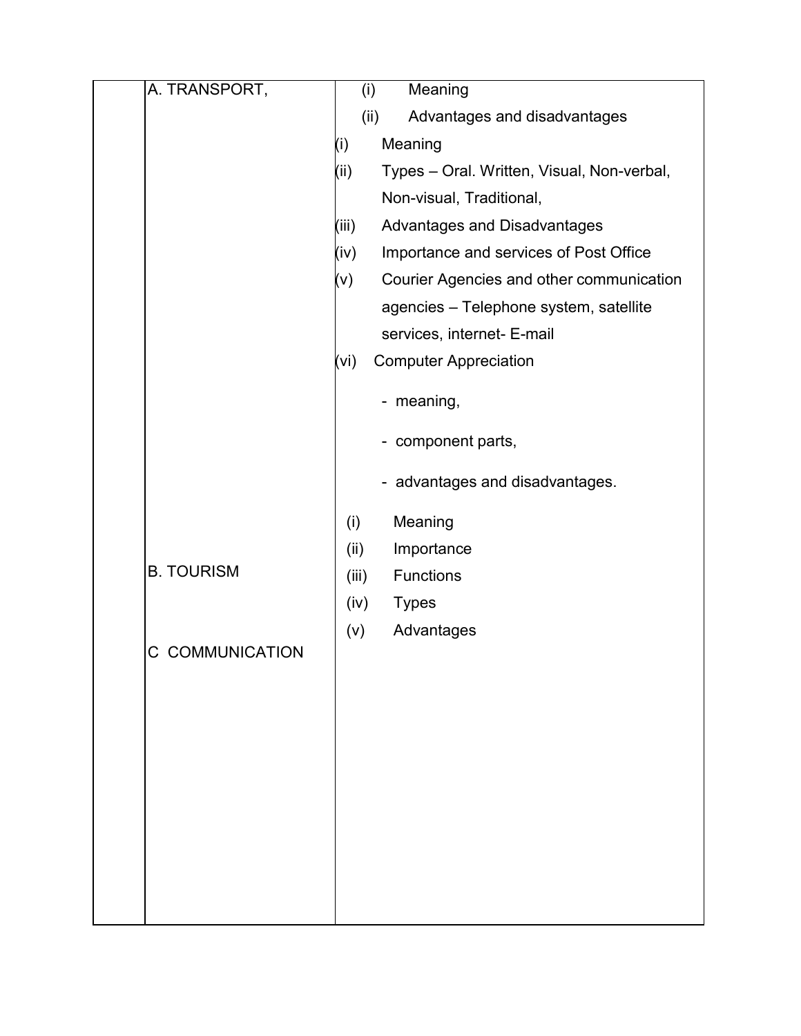| | | |
|---|---|---|
| | A. TRANSPORT, | (i) Meaning<br>(ii) Advantages and disadvantages<br>(i) Meaning<br>(ii) Types – Oral. Written, Visual, Non-verbal, Non-visual, Traditional,<br>(iii) Advantages and Disadvantages<br>(iv) Importance and services of Post Office<br>(v) Courier Agencies and other communication agencies – Telephone system, satellite services, internet- E-mail<br>(vi) Computer Appreciation<br>- meaning,<br>- component parts,<br>- advantages and disadvantages. |
| | B. TOURISM | (i) Meaning<br>(ii) Importance<br>(iii) Functions<br>(iv) Types<br>(v) Advantages |
| | C COMMUNICATION | |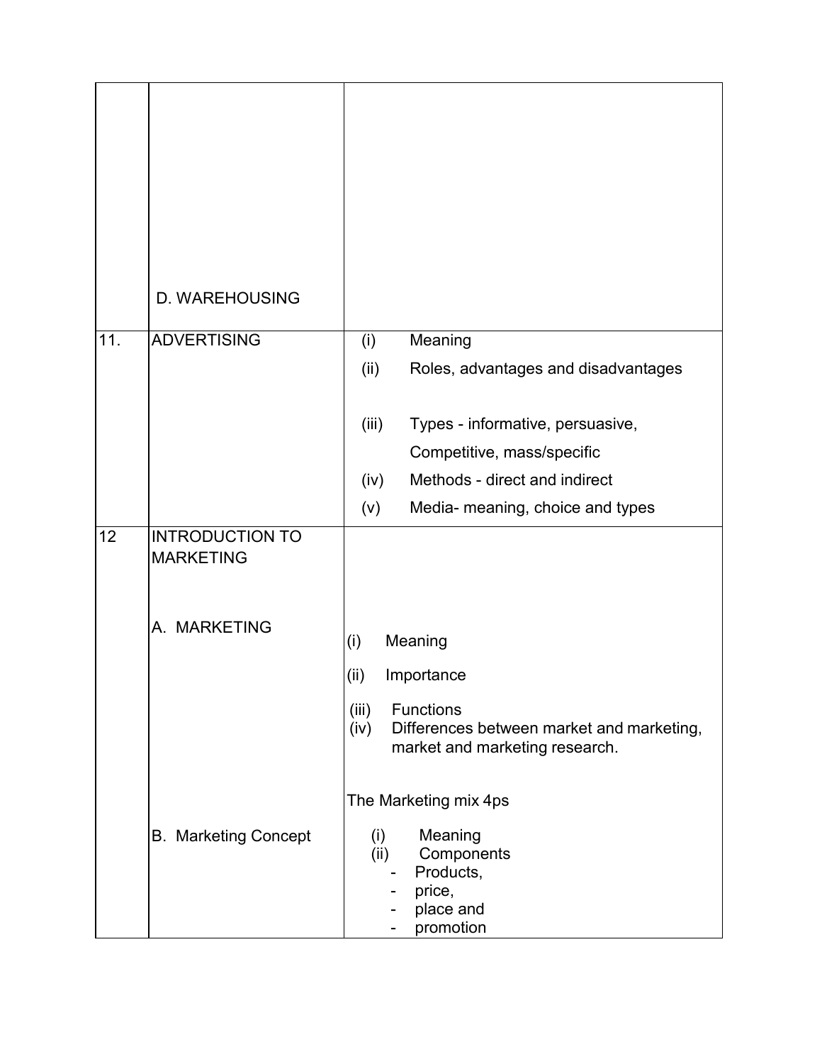| | | |
|---|---|---|
| | D. WAREHOUSING | |
| 11. | ADVERTISING | (i) Meaning<br>(ii) Roles, advantages and disadvantages<br>(iii) Types - informative, persuasive, Competitive, mass/specific<br>(iv) Methods - direct and indirect<br>(v) Media- meaning, choice and types |
| 12 | INTRODUCTION TO MARKETING<br><br>A. MARKETING<br><br><br><br><br><br>B. Marketing Concept | <br><br>(i) Meaning<br>(ii) Importance<br>(iii) Functions<br>(iv) Differences between market and marketing, market and marketing research.<br><br>The Marketing mix 4ps<br>(i) Meaning<br>(ii) Components<br>- Products,<br>- price,<br>- place and<br>- promotion |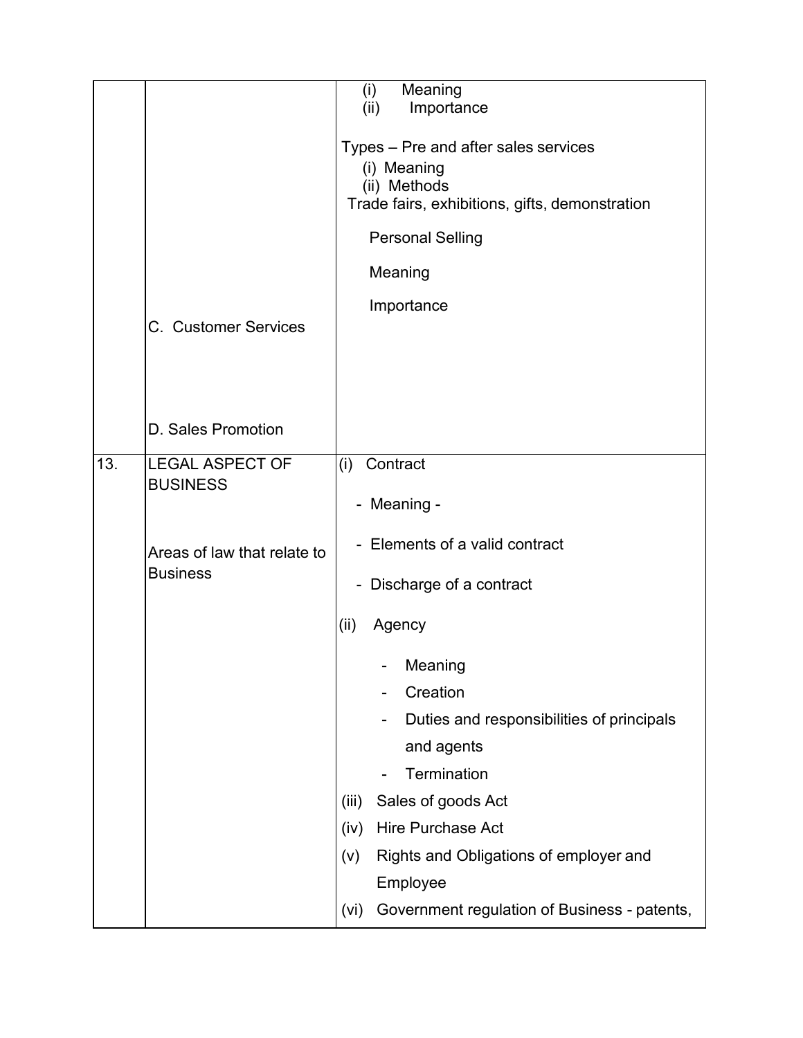| | | |
|---|---|---|
| | C. Customer Services<br><br>D. Sales Promotion | (i) Meaning<br>(ii) Importance<br><br>Types – Pre and after sales services<br>(i) Meaning<br>(ii) Methods<br>Trade fairs, exhibitions, gifts, demonstration<br><br>Personal Selling<br><br>Meaning<br><br>Importance |
| 13. | LEGAL ASPECT OF BUSINESS<br><br>Areas of law that relate to Business | (i) Contract<br>- Meaning -<br>- Elements of a valid contract<br>- Discharge of a contract<br><br>(ii) Agency<br>- Meaning<br>- Creation<br>- Duties and responsibilities of principals and agents<br>- Termination<br><br>(iii) Sales of goods Act<br>(iv) Hire Purchase Act<br>(v) Rights and Obligations of employer and Employee<br>(vi) Government regulation of Business - patents, |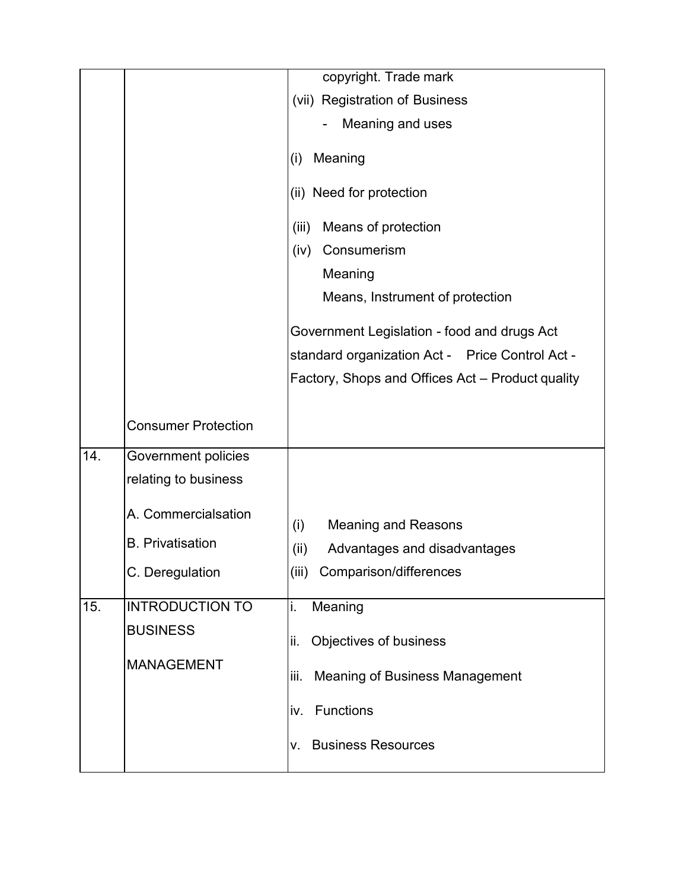| | | |
|---|---|---|
| | Consumer Protection | copyright. Trade mark<br>(vii) Registration of Business<br>- Meaning and uses<br>(i) Meaning<br>(ii) Need for protection<br>(iii) Means of protection<br>(iv) Consumerism<br>Meaning<br>Means, Instrument of protection<br>Government Legislation - food and drugs Act standard organization Act - Price Control Act - Factory, Shops and Offices Act – Product quality |
| 14. | Government policies relating to business<br>A. Commercialsation<br>B. Privatisation<br>C. Deregulation | (i) Meaning and Reasons<br>(ii) Advantages and disadvantages<br>(iii) Comparison/differences |
| 15. | INTRODUCTION TO BUSINESS MANAGEMENT | i. Meaning<br>ii. Objectives of business<br>iii. Meaning of Business Management<br>iv. Functions<br>v. Business Resources |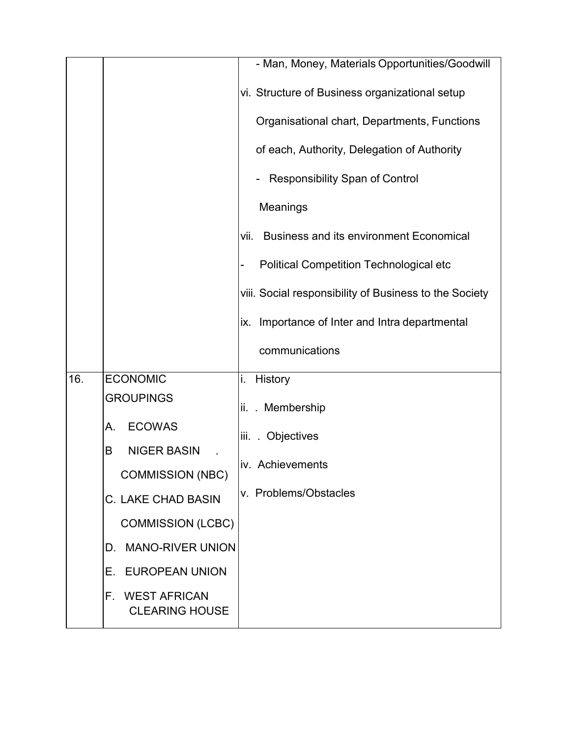| | | |
|---|---|---|
| | | - Man, Money, Materials Opportunities/Goodwill<br>vi. Structure of Business organizational setup<br>Organisational chart, Departments, Functions of each, Authority, Delegation of Authority<br>- Responsibility Span of Control<br>Meanings<br>vii. Business and its environment Economical<br>- Political Competition Technological etc<br>viii. Social responsibility of Business to the Society<br>ix. Importance of Inter and Intra departmental communications |
| 16. | ECONOMIC GROUPINGS<br>A. ECOWAS<br>B NIGER BASIN . COMMISSION (NBC)<br>C. LAKE CHAD BASIN COMMISSION (LCBC)<br>D. MANO-RIVER UNION<br>E. EUROPEAN UNION<br>F. WEST AFRICAN CLEARING HOUSE | i. History<br>ii. . Membership<br>iii. . Objectives<br>iv. Achievements<br>v. Problems/Obstacles |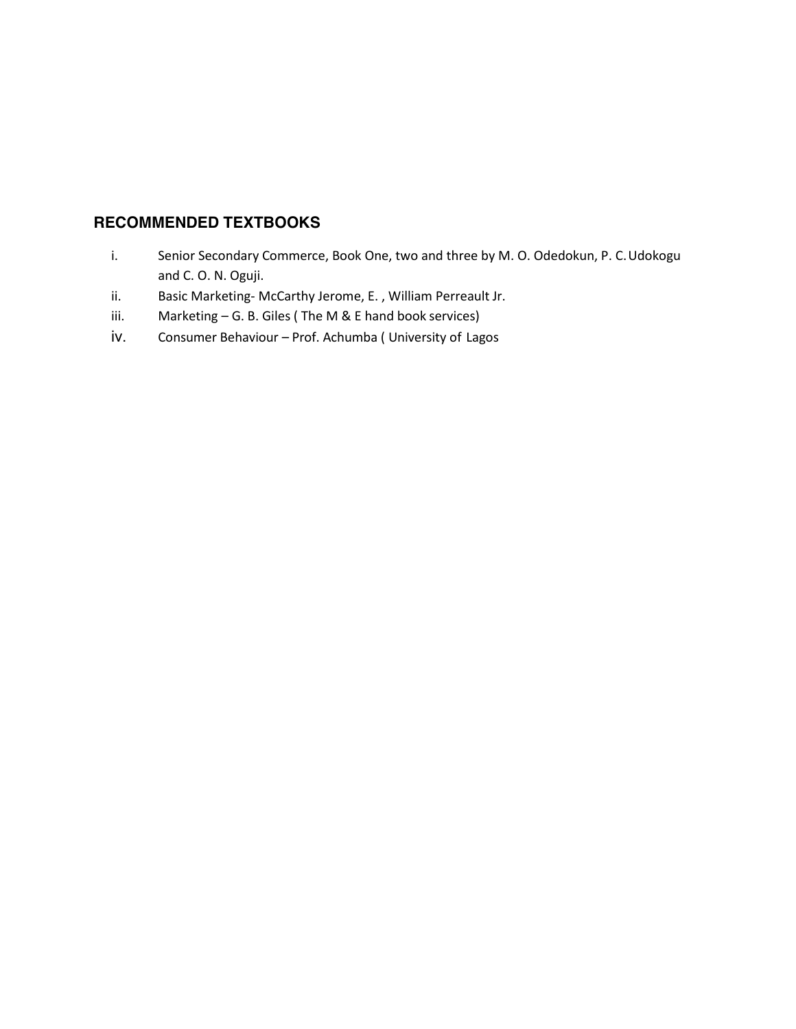## RECOMMENDED TEXTBOOKS

i. Senior Secondary Commerce, Book One, two and three by M. O. Odedokun, P. C. Udokogu and C. O. N. Oguji.

ii. Basic Marketing- McCarthy Jerome, E. , William Perreault Jr.

iii. Marketing – G. B. Giles ( The M & E hand book services)

iv. Consumer Behaviour – Prof. Achumba ( University of Lagos